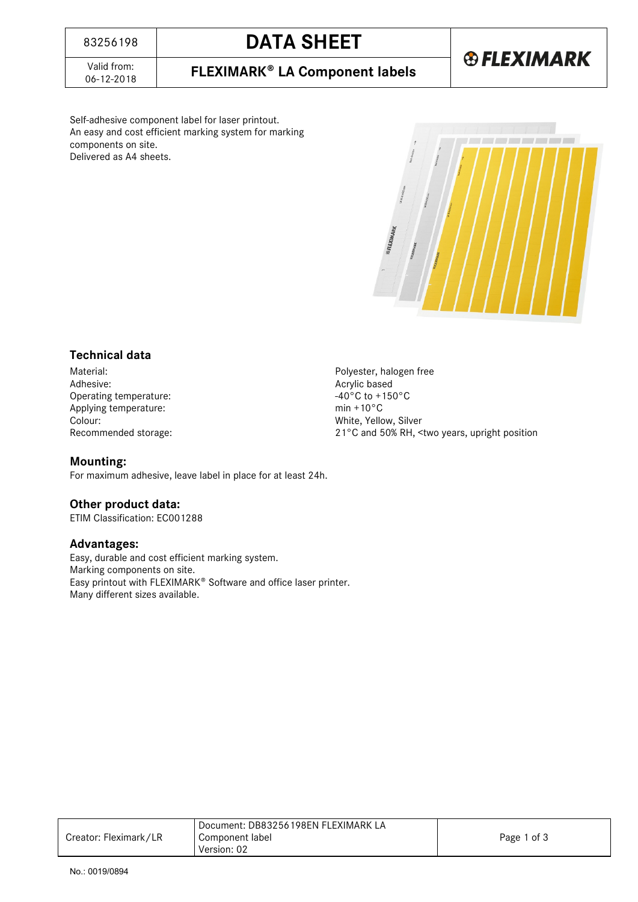| 83256198 | DATA SHEET |
|---|---|
| Valid from: 06-12-2018 | FLEXIMARK® LA Component labels |

Self-adhesive component label for laser printout.
An easy and cost efficient marking system for marking components on site.
Delivered as A4 sheets.

## Technical data

| | |
|---|---|
| Material: | Polyester, halogen free |
| Adhesive: | Acrylic based |
| Operating temperature: | -40°C to +150°C |
| Applying temperature: | min +10°C |
| Colour: | White, Yellow, Silver |
| Recommended storage: | 21°C and 50% RH, <two years, upright position |

## Mounting:

For maximum adhesive, leave label in place for at least 24h.

## Other product data:

ETIM Classification: EC001288

## Advantages:

Easy, durable and cost efficient marking system.
Marking components on site.
Easy printout with FLEXIMARK® Software and office laser printer.
Many different sizes available.

| Creator: Fleximark/LR | Document: DB83256198EN FLEXIMARK LA Component label Version: 02 |
|---|---|

No.: 0019/0894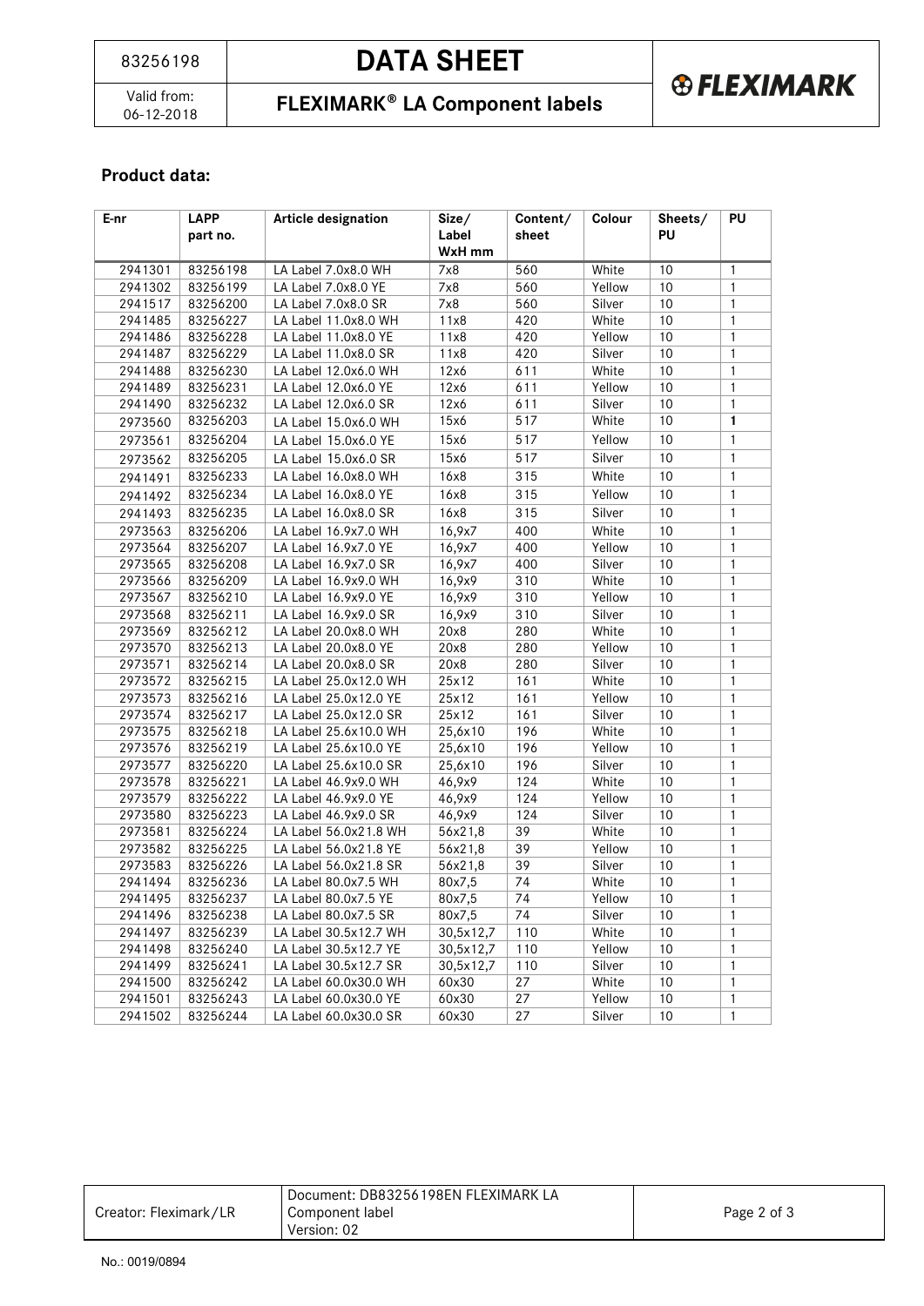## Product data:

| E-nr | LAPP part no. | Article designation | Size/ Label WxH mm | Content/ sheet | Colour | Sheets/ PU | PU |
|---|---|---|---|---|---|---|---|
| 2941301 | 83256198 | LA Label 7.0x8.0 WH | 7x8 | 560 | White | 10 | 1 |
| 2941302 | 83256199 | LA Label 7.0x8.0 YE | 7x8 | 560 | Yellow | 10 | 1 |
| 2941517 | 83256200 | LA Label 7.0x8.0 SR | 7x8 | 560 | Silver | 10 | 1 |
| 2941485 | 83256227 | LA Label 11.0x8.0 WH | 11x8 | 420 | White | 10 | 1 |
| 2941486 | 83256228 | LA Label 11.0x8.0 YE | 11x8 | 420 | Yellow | 10 | 1 |
| 2941487 | 83256229 | LA Label 11.0x8.0 SR | 11x8 | 420 | Silver | 10 | 1 |
| 2941488 | 83256230 | LA Label 12.0x6.0 WH | 12x6 | 611 | White | 10 | 1 |
| 2941489 | 83256231 | LA Label 12.0x6.0 YE | 12x6 | 611 | Yellow | 10 | 1 |
| 2941490 | 83256232 | LA Label 12.0x6.0 SR | 12x6 | 611 | Silver | 10 | 1 |
| 2973560 | 83256203 | LA Label 15.0x6.0 WH | 15x6 | 517 | White | 10 | 1 |
| 2973561 | 83256204 | LA Label 15.0x6.0 YE | 15x6 | 517 | Yellow | 10 | 1 |
| 2973562 | 83256205 | LA Label 15.0x6.0 SR | 15x6 | 517 | Silver | 10 | 1 |
| 2941491 | 83256233 | LA Label 16.0x8.0 WH | 16x8 | 315 | White | 10 | 1 |
| 2941492 | 83256234 | LA Label 16.0x8.0 YE | 16x8 | 315 | Yellow | 10 | 1 |
| 2941493 | 83256235 | LA Label 16.0x8.0 SR | 16x8 | 315 | Silver | 10 | 1 |
| 2973563 | 83256206 | LA Label 16.9x7.0 WH | 16,9x7 | 400 | White | 10 | 1 |
| 2973564 | 83256207 | LA Label 16.9x7.0 YE | 16,9x7 | 400 | Yellow | 10 | 1 |
| 2973565 | 83256208 | LA Label 16.9x7.0 SR | 16,9x7 | 400 | Silver | 10 | 1 |
| 2973566 | 83256209 | LA Label 16.9x9.0 WH | 16,9x9 | 310 | White | 10 | 1 |
| 2973567 | 83256210 | LA Label 16.9x9.0 YE | 16,9x9 | 310 | Yellow | 10 | 1 |
| 2973568 | 83256211 | LA Label 16.9x9.0 SR | 16,9x9 | 310 | Silver | 10 | 1 |
| 2973569 | 83256212 | LA Label 20.0x8.0 WH | 20x8 | 280 | White | 10 | 1 |
| 2973570 | 83256213 | LA Label 20.0x8.0 YE | 20x8 | 280 | Yellow | 10 | 1 |
| 2973571 | 83256214 | LA Label 20.0x8.0 SR | 20x8 | 280 | Silver | 10 | 1 |
| 2973572 | 83256215 | LA Label 25.0x12.0 WH | 25x12 | 161 | White | 10 | 1 |
| 2973573 | 83256216 | LA Label 25.0x12.0 YE | 25x12 | 161 | Yellow | 10 | 1 |
| 2973574 | 83256217 | LA Label 25.0x12.0 SR | 25x12 | 161 | Silver | 10 | 1 |
| 2973575 | 83256218 | LA Label 25.6x10.0 WH | 25,6x10 | 196 | White | 10 | 1 |
| 2973576 | 83256219 | LA Label 25.6x10.0 YE | 25,6x10 | 196 | Yellow | 10 | 1 |
| 2973577 | 83256220 | LA Label 25.6x10.0 SR | 25,6x10 | 196 | Silver | 10 | 1 |
| 2973578 | 83256221 | LA Label 46.9x9.0 WH | 46,9x9 | 124 | White | 10 | 1 |
| 2973579 | 83256222 | LA Label 46.9x9.0 YE | 46,9x9 | 124 | Yellow | 10 | 1 |
| 2973580 | 83256223 | LA Label 46.9x9.0 SR | 46,9x9 | 124 | Silver | 10 | 1 |
| 2973581 | 83256224 | LA Label 56.0x21.8 WH | 56x21,8 | 39 | White | 10 | 1 |
| 2973582 | 83256225 | LA Label 56.0x21.8 YE | 56x21,8 | 39 | Yellow | 10 | 1 |
| 2973583 | 83256226 | LA Label 56.0x21.8 SR | 56x21,8 | 39 | Silver | 10 | 1 |
| 2941494 | 83256236 | LA Label 80.0x7.5 WH | 80x7,5 | 74 | White | 10 | 1 |
| 2941495 | 83256237 | LA Label 80.0x7.5 YE | 80x7,5 | 74 | Yellow | 10 | 1 |
| 2941496 | 83256238 | LA Label 80.0x7.5 SR | 80x7,5 | 74 | Silver | 10 | 1 |
| 2941497 | 83256239 | LA Label 30.5x12.7 WH | 30,5x12,7 | 110 | White | 10 | 1 |
| 2941498 | 83256240 | LA Label 30.5x12.7 YE | 30,5x12,7 | 110 | Yellow | 10 | 1 |
| 2941499 | 83256241 | LA Label 30.5x12.7 SR | 30,5x12,7 | 110 | Silver | 10 | 1 |
| 2941500 | 83256242 | LA Label 60.0x30.0 WH | 60x30 | 27 | White | 10 | 1 |
| 2941501 | 83256243 | LA Label 60.0x30.0 YE | 60x30 | 27 | Yellow | 10 | 1 |
| 2941502 | 83256244 | LA Label 60.0x30.0 SR | 60x30 | 27 | Silver | 10 | 1 |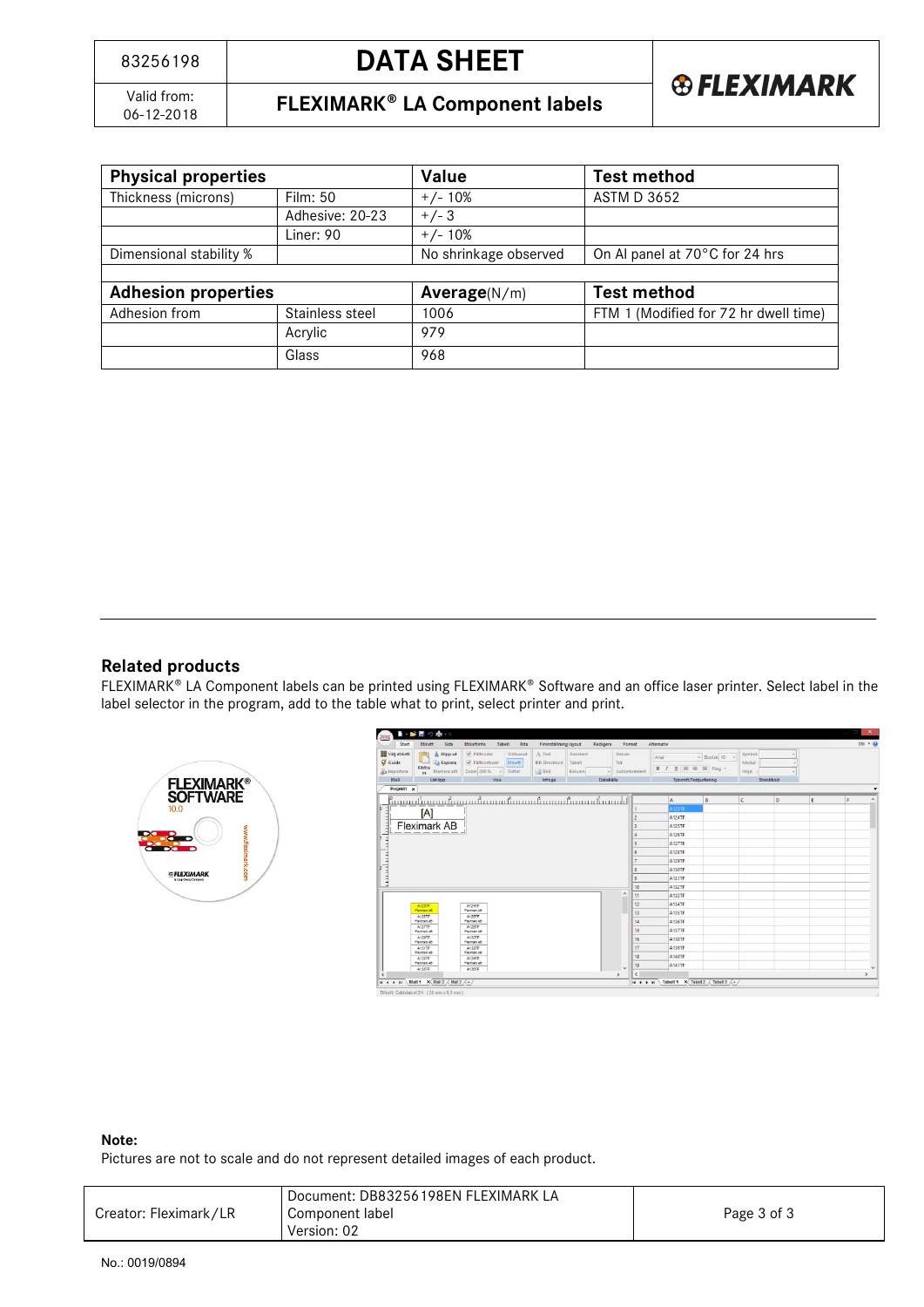| 83256198 | DATA SHEET | FLEXIMARK |
| --- | --- | --- |
| Valid from: 06-12-2018 | FLEXIMARK® LA Component labels | |

| Physical properties | | Value | Test method |
| --- | --- | --- | --- |
| Thickness (microns) | Film: 50 | +/- 10% | ASTM D 3652 |
| | Adhesive: 20-23 | +/- 3 | |
| | Liner: 90 | +/- 10% | |
| Dimensional stability % | | No shrinkage observed | On Al panel at 70°C for 24 hrs |
| | | | |
| **Adhesion properties** | | **Average**(N/m) | **Test method** |
| Adhesion from | Stainless steel | 1006 | FTM 1 (Modified for 72 hr dwell time) |
| | Acrylic | 979 | |
| | Glass | 968 | |

## Related products

FLEXIMARK® LA Component labels can be printed using FLEXIMARK® Software and an office laser printer. Select label in the label selector in the program, add to the table what to print, select printer and print.

**Note:**
Pictures are not to scale and do not represent detailed images of each product.

| Creator: Fleximark/LR | Document: DB83256198EN FLEXIMARK LA Component label Version: 02 |
| --- | --- |

No.: 0019/0894